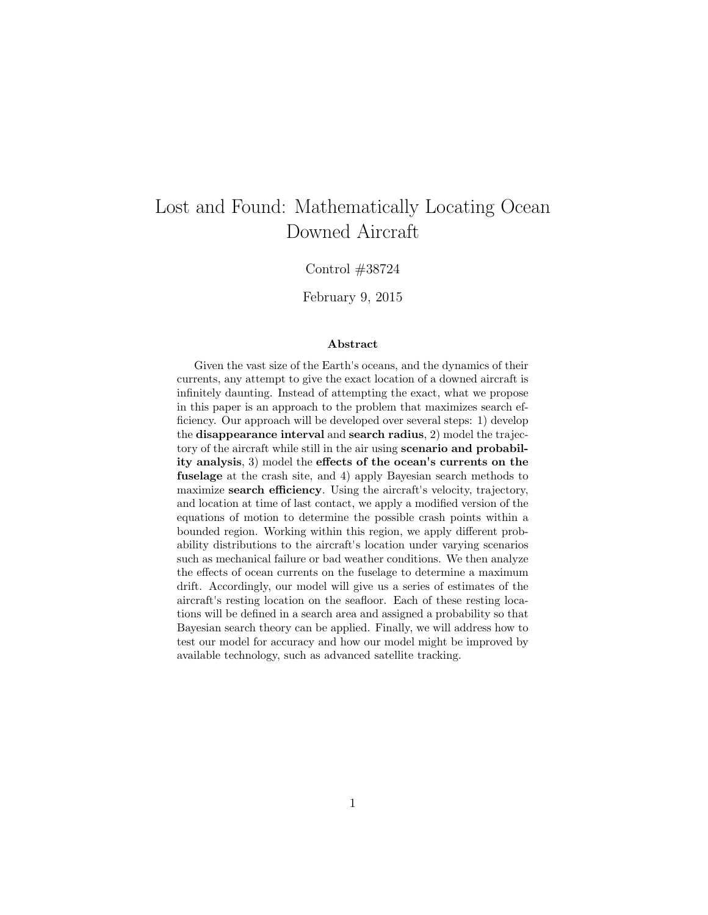# Lost and Found: Mathematically Locating Ocean Downed Aircraft

Control #38724

February 9, 2015

### Abstract

Given the vast size of the Earth's oceans, and the dynamics of their currents, any attempt to give the exact location of a downed aircraft is infinitely daunting. Instead of attempting the exact, what we propose in this paper is an approach to the problem that maximizes search efficiency. Our approach will be developed over several steps: 1) develop the **disappearance interval** and **search radius**, 2) model the trajectory of the aircraft while still in the air using **scenario and probability analysis**, 3) model the **effects of the ocean's currents on the fuselage** at the crash site, and 4) apply Bayesian search methods to maximize **search efficiency**. Using the aircraft's velocity, trajectory, and location at time of last contact, we apply a modified version of the equations of motion to determine the possible crash points within a bounded region. Working within this region, we apply different probability distributions to the aircraft's location under varying scenarios such as mechanical failure or bad weather conditions. We then analyze the effects of ocean currents on the fuselage to determine a maximum drift. Accordingly, our model will give us a series of estimates of the aircraft's resting location on the seafloor. Each of these resting locations will be defined in a search area and assigned a probability so that Bayesian search theory can be applied. Finally, we will address how to test our model for accuracy and how our model might be improved by available technology, such as advanced satellite tracking.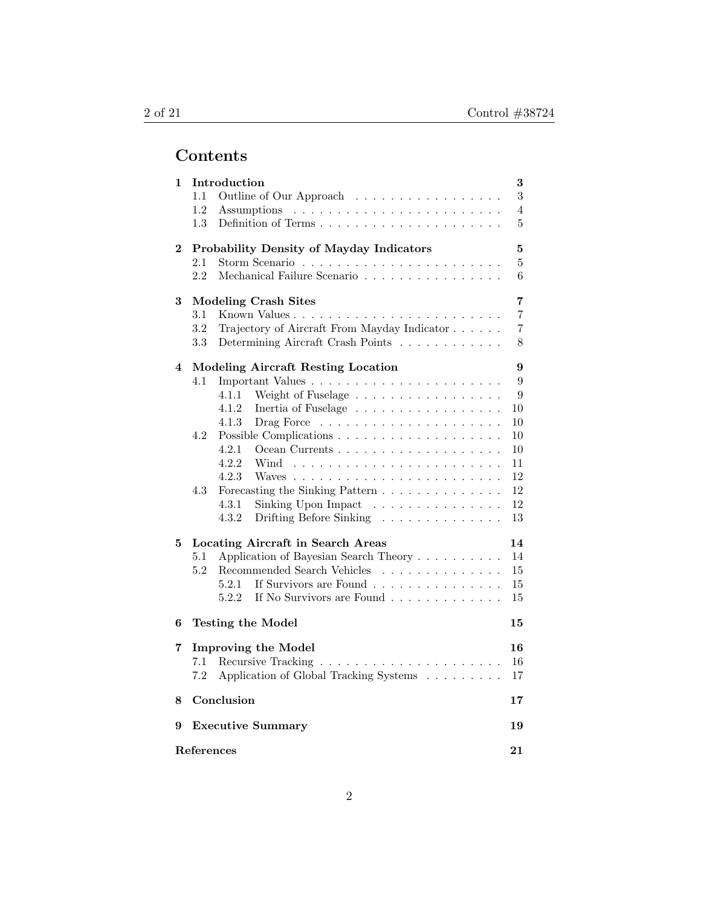# Contents

**1 Introduction** **3**
- 1.1 Outline of Our Approach . . . . . . . . . . . . . . . . . 3
- 1.2 Assumptions . . . . . . . . . . . . . . . . . . . . . . . . 4
- 1.3 Definition of Terms . . . . . . . . . . . . . . . . . . . . 5

**2 Probability Density of Mayday Indicators** **5**
- 2.1 Storm Scenario . . . . . . . . . . . . . . . . . . . . . . 5
- 2.2 Mechanical Failure Scenario . . . . . . . . . . . . . . . 6

**3 Modeling Crash Sites** **7**
- 3.1 Known Values . . . . . . . . . . . . . . . . . . . . . . . 7
- 3.2 Trajectory of Aircraft From Mayday Indicator . . . . . . 7
- 3.3 Determining Aircraft Crash Points . . . . . . . . . . . . 8

**4 Modeling Aircraft Resting Location** **9**
- 4.1 Important Values . . . . . . . . . . . . . . . . . . . . . 9
  - 4.1.1 Weight of Fuselage . . . . . . . . . . . . . . . . . 9
  - 4.1.2 Inertia of Fuselage . . . . . . . . . . . . . . . . . 10
  - 4.1.3 Drag Force . . . . . . . . . . . . . . . . . . . . . 10
- 4.2 Possible Complications . . . . . . . . . . . . . . . . . . 10
  - 4.2.1 Ocean Currents . . . . . . . . . . . . . . . . . . . 10
  - 4.2.2 Wind . . . . . . . . . . . . . . . . . . . . . . . . 11
  - 4.2.3 Waves . . . . . . . . . . . . . . . . . . . . . . . . 12
- 4.3 Forecasting the Sinking Pattern . . . . . . . . . . . . . 12
  - 4.3.1 Sinking Upon Impact . . . . . . . . . . . . . . . . 12
  - 4.3.2 Drifting Before Sinking . . . . . . . . . . . . . . 13

**5 Locating Aircraft in Search Areas** **14**
- 5.1 Application of Bayesian Search Theory . . . . . . . . . . 14
- 5.2 Recommended Search Vehicles . . . . . . . . . . . . . . 15
  - 5.2.1 If Survivors are Found . . . . . . . . . . . . . . . 15
  - 5.2.2 If No Survivors are Found . . . . . . . . . . . . . 15

**6 Testing the Model** **15**

**7 Improving the Model** **16**
- 7.1 Recursive Tracking . . . . . . . . . . . . . . . . . . . . 16
- 7.2 Application of Global Tracking Systems . . . . . . . . . 17

**8 Conclusion** **17**

**9 Executive Summary** **19**

**References** **21**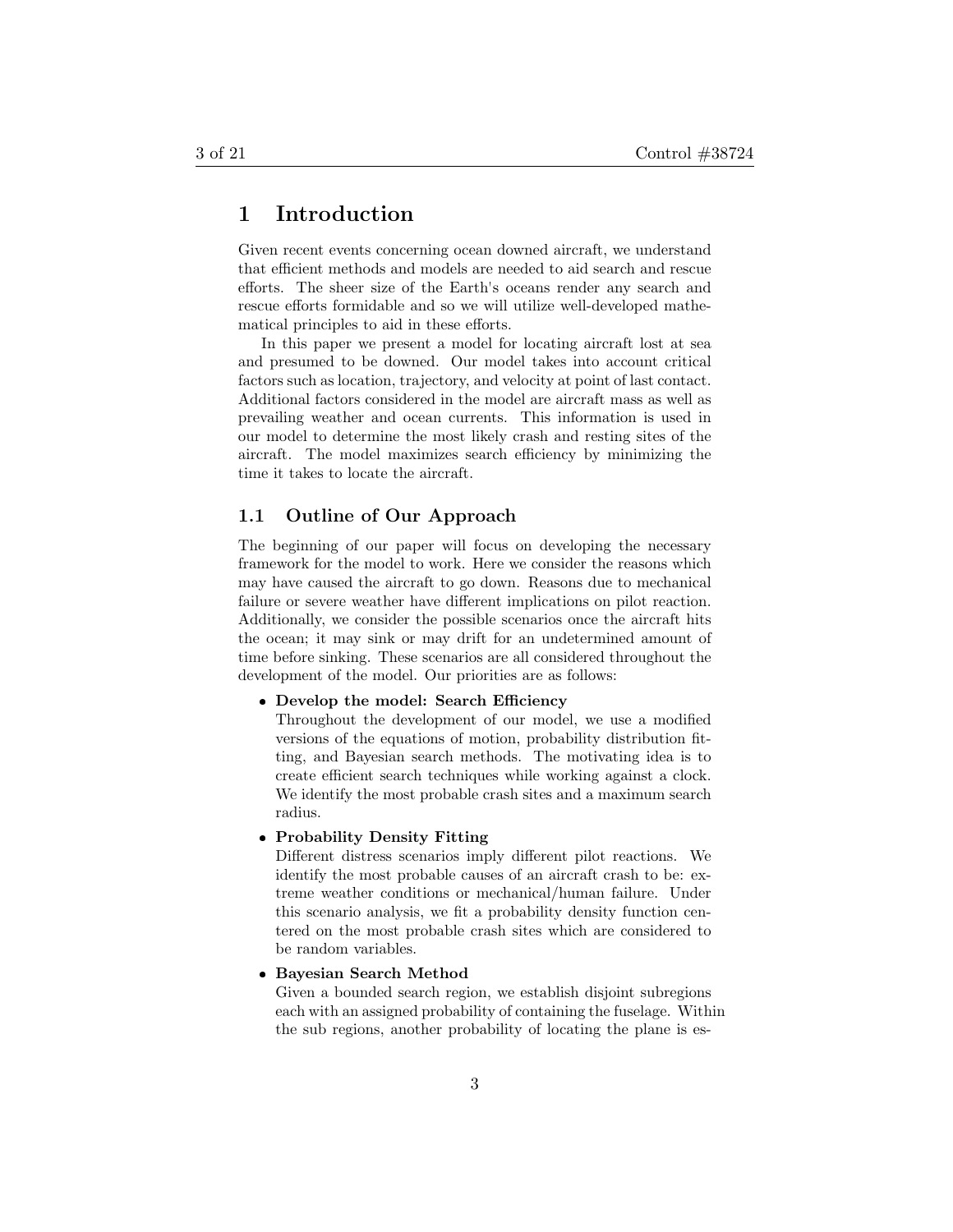# 1 Introduction

Given recent events concerning ocean downed aircraft, we understand that efficient methods and models are needed to aid search and rescue efforts. The sheer size of the Earth's oceans render any search and rescue efforts formidable and so we will utilize well-developed mathematical principles to aid in these efforts.

In this paper we present a model for locating aircraft lost at sea and presumed to be downed. Our model takes into account critical factors such as location, trajectory, and velocity at point of last contact. Additional factors considered in the model are aircraft mass as well as prevailing weather and ocean currents. This information is used in our model to determine the most likely crash and resting sites of the aircraft. The model maximizes search efficiency by minimizing the time it takes to locate the aircraft.

## 1.1 Outline of Our Approach

The beginning of our paper will focus on developing the necessary framework for the model to work. Here we consider the reasons which may have caused the aircraft to go down. Reasons due to mechanical failure or severe weather have different implications on pilot reaction. Additionally, we consider the possible scenarios once the aircraft hits the ocean; it may sink or may drift for an undetermined amount of time before sinking. These scenarios are all considered throughout the development of the model. Our priorities are as follows:

- **Develop the model: Search Efficiency**
  Throughout the development of our model, we use a modified versions of the equations of motion, probability distribution fitting, and Bayesian search methods. The motivating idea is to create efficient search techniques while working against a clock. We identify the most probable crash sites and a maximum search radius.

- **Probability Density Fitting**
  Different distress scenarios imply different pilot reactions. We identify the most probable causes of an aircraft crash to be: extreme weather conditions or mechanical/human failure. Under this scenario analysis, we fit a probability density function centered on the most probable crash sites which are considered to be random variables.

- **Bayesian Search Method**
  Given a bounded search region, we establish disjoint subregions each with an assigned probability of containing the fuselage. Within the sub regions, another probability of locating the plane is es-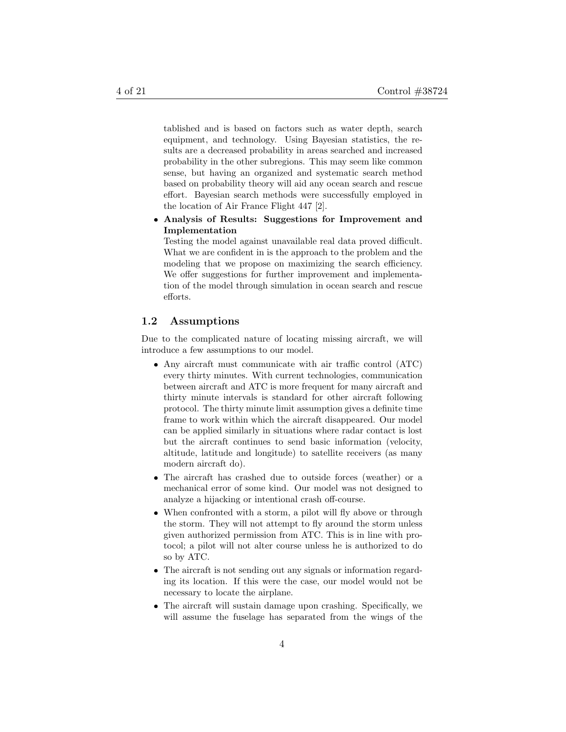tablished and is based on factors such as water depth, search equipment, and technology. Using Bayesian statistics, the results are a decreased probability in areas searched and increased probability in the other subregions. This may seem like common sense, but having an organized and systematic search method based on probability theory will aid any ocean search and rescue effort. Bayesian search methods were successfully employed in the location of Air France Flight 447 [2].

- **Analysis of Results: Suggestions for Improvement and Implementation**
  Testing the model against unavailable real data proved difficult. What we are confident in is the approach to the problem and the modeling that we propose on maximizing the search efficiency. We offer suggestions for further improvement and implementation of the model through simulation in ocean search and rescue efforts.

## 1.2 Assumptions

Due to the complicated nature of locating missing aircraft, we will introduce a few assumptions to our model.

- Any aircraft must communicate with air traffic control (ATC) every thirty minutes. With current technologies, communication between aircraft and ATC is more frequent for many aircraft and thirty minute intervals is standard for other aircraft following protocol. The thirty minute limit assumption gives a definite time frame to work within which the aircraft disappeared. Our model can be applied similarly in situations where radar contact is lost but the aircraft continues to send basic information (velocity, altitude, latitude and longitude) to satellite receivers (as many modern aircraft do).
- The aircraft has crashed due to outside forces (weather) or a mechanical error of some kind. Our model was not designed to analyze a hijacking or intentional crash off-course.
- When confronted with a storm, a pilot will fly above or through the storm. They will not attempt to fly around the storm unless given authorized permission from ATC. This is in line with protocol; a pilot will not alter course unless he is authorized to do so by ATC.
- The aircraft is not sending out any signals or information regarding its location. If this were the case, our model would not be necessary to locate the airplane.
- The aircraft will sustain damage upon crashing. Specifically, we will assume the fuselage has separated from the wings of the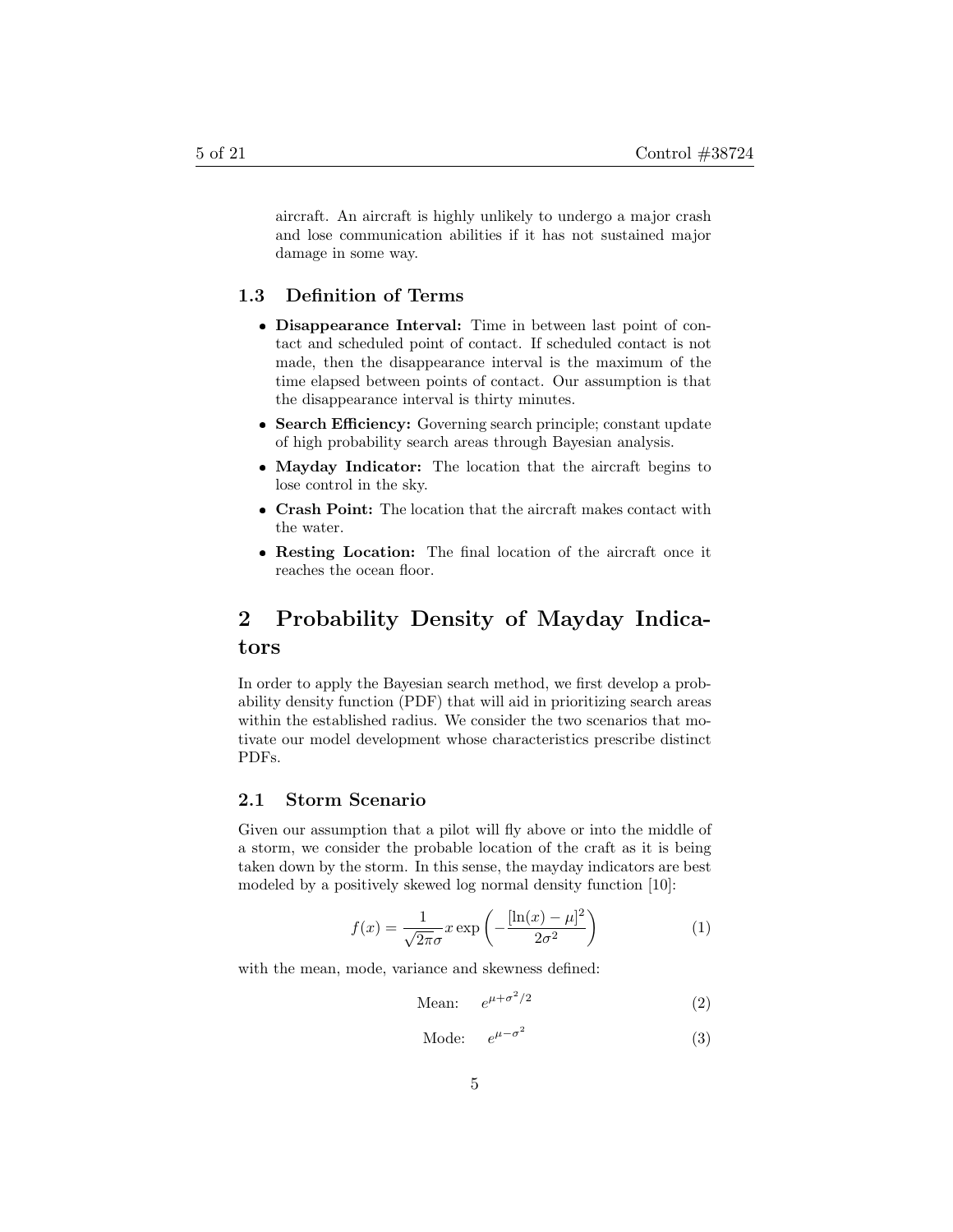aircraft. An aircraft is highly unlikely to undergo a major crash and lose communication abilities if it has not sustained major damage in some way.

### 1.3 Definition of Terms

- **Disappearance Interval:** Time in between last point of contact and scheduled point of contact. If scheduled contact is not made, then the disappearance interval is the maximum of the time elapsed between points of contact. Our assumption is that the disappearance interval is thirty minutes.
- **Search Efficiency:** Governing search principle; constant update of high probability search areas through Bayesian analysis.
- **Mayday Indicator:** The location that the aircraft begins to lose control in the sky.
- **Crash Point:** The location that the aircraft makes contact with the water.
- **Resting Location:** The final location of the aircraft once it reaches the ocean floor.

## 2 Probability Density of Mayday Indicators

In order to apply the Bayesian search method, we first develop a probability density function (PDF) that will aid in prioritizing search areas within the established radius. We consider the two scenarios that motivate our model development whose characteristics prescribe distinct PDFs.

### 2.1 Storm Scenario

Given our assumption that a pilot will fly above or into the middle of a storm, we consider the probable location of the craft as it is being taken down by the storm. In this sense, the mayday indicators are best modeled by a positively skewed log normal density function [10]:

$$f(x) = \frac{1}{\sqrt{2\pi}\sigma} x \exp\left(-\frac{[\ln(x) - \mu]^2}{2\sigma^2}\right) \tag{1}$$

with the mean, mode, variance and skewness defined:

$$\text{Mean:} \quad e^{\mu + \sigma^2/2} \tag{2}$$

$$\text{Mode:} \quad e^{\mu - \sigma^2} \tag{3}$$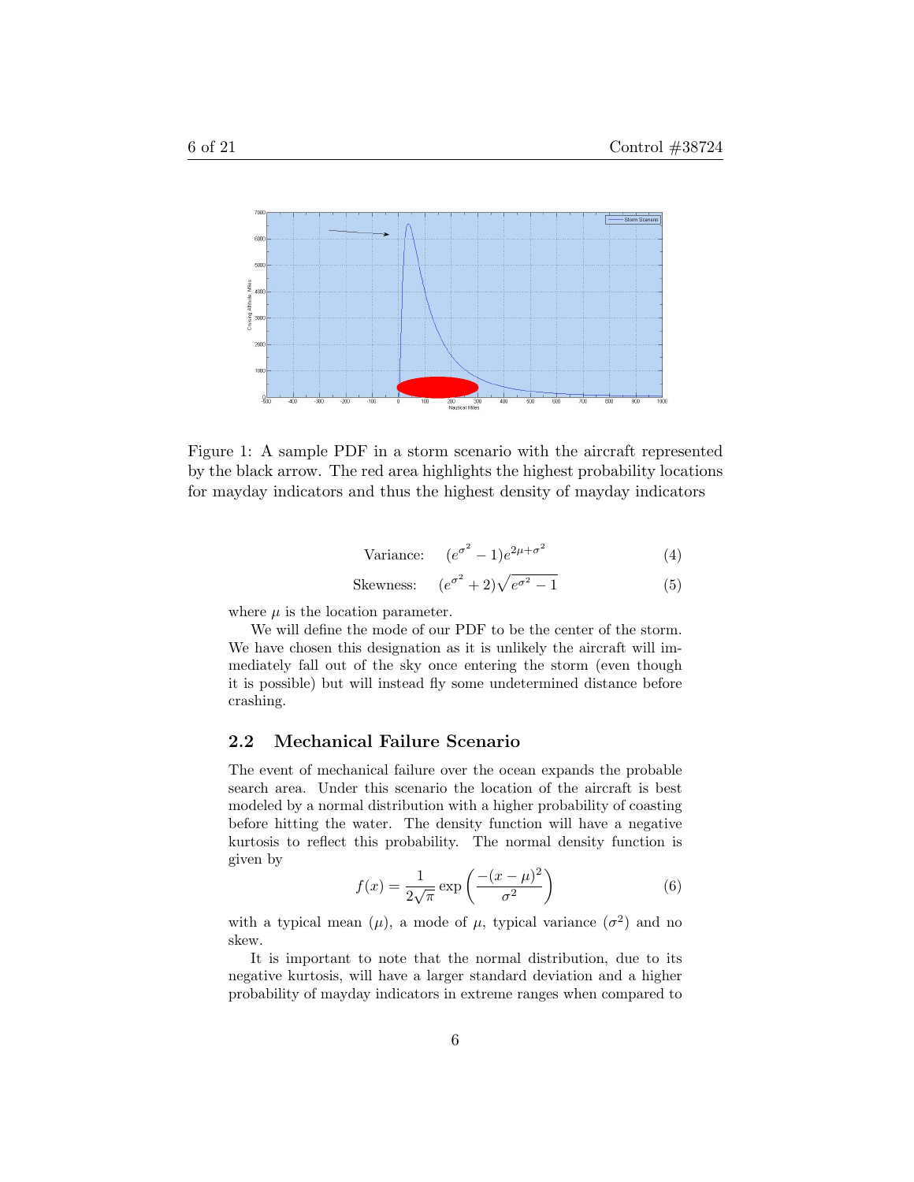Storm Scenario

Cruising altitude, Miles

7000
6000
5000
4000
3000
2000
1000
0

-500 -400 -300 -200 -100 0 100 200 300 400 500 600 700 800 900 1000

Nautical Miles

Figure 1: A sample PDF in a storm scenario with the aircraft represented by the black arrow. The red area highlights the highest probability locations for mayday indicators and thus the highest density of mayday indicators

$$\text{Variance:} \quad (e^{\sigma^2} - 1)e^{2\mu+\sigma^2} \tag{4}$$

$$\text{Skewness:} \quad (e^{\sigma^2} + 2)\sqrt{e^{\sigma^2} - 1} \tag{5}$$

where $\mu$ is the location parameter.

We will define the mode of our PDF to be the center of the storm. We have chosen this designation as it is unlikely the aircraft will immediately fall out of the sky once entering the storm (even though it is possible) but will instead fly some undetermined distance before crashing.

### 2.2 Mechanical Failure Scenario

The event of mechanical failure over the ocean expands the probable search area. Under this scenario the location of the aircraft is best modeled by a normal distribution with a higher probability of coasting before hitting the water. The density function will have a negative kurtosis to reflect this probability. The normal density function is given by

$$f(x) = \frac{1}{2\sqrt{\pi}} \exp\left(\frac{-(x-\mu)^2}{\sigma^2}\right) \tag{6}$$

with a typical mean ($\mu$), a mode of $\mu$, typical variance ($\sigma^2$) and no skew.

It is important to note that the normal distribution, due to its negative kurtosis, will have a larger standard deviation and a higher probability of mayday indicators in extreme ranges when compared to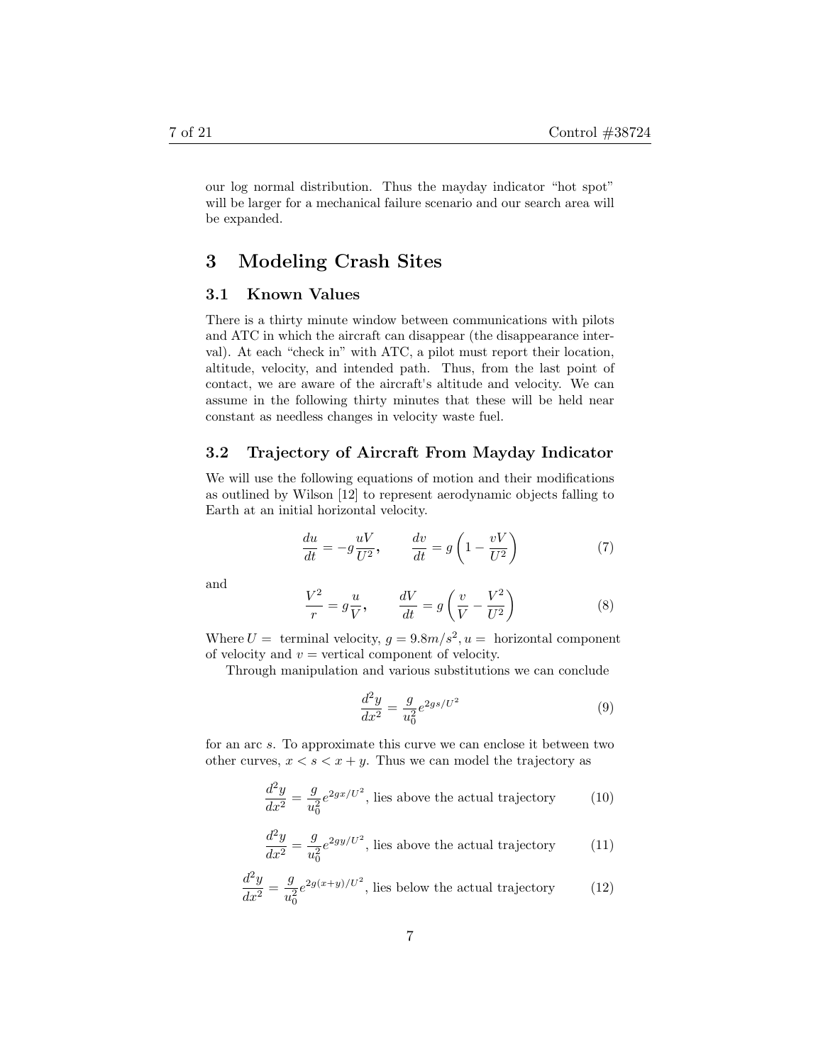our log normal distribution. Thus the mayday indicator "hot spot" will be larger for a mechanical failure scenario and our search area will be expanded.

# 3 Modeling Crash Sites

## 3.1 Known Values

There is a thirty minute window between communications with pilots and ATC in which the aircraft can disappear (the disappearance interval). At each "check in" with ATC, a pilot must report their location, altitude, velocity, and intended path. Thus, from the last point of contact, we are aware of the aircraft's altitude and velocity. We can assume in the following thirty minutes that these will be held near constant as needless changes in velocity waste fuel.

## 3.2 Trajectory of Aircraft From Mayday Indicator

We will use the following equations of motion and their modifications as outlined by Wilson [12] to represent aerodynamic objects falling to Earth at an initial horizontal velocity.

$$\frac{du}{dt} = -g\frac{uV}{U^2}, \qquad \frac{dv}{dt} = g\left(1 - \frac{vV}{U^2}\right) \tag{7}$$

and

$$\frac{V^2}{r} = g\frac{u}{V}, \qquad \frac{dV}{dt} = g\left(\frac{v}{V} - \frac{V^2}{U^2}\right) \tag{8}$$

Where $U =$ terminal velocity, $g = 9.8m/s^2$, $u =$ horizontal component of velocity and $v =$ vertical component of velocity.

Through manipulation and various substitutions we can conclude

$$\frac{d^2y}{dx^2} = \frac{g}{u_0^2}e^{2gs/U^2} \tag{9}$$

for an arc $s$. To approximate this curve we can enclose it between two other curves, $x < s < x + y$. Thus we can model the trajectory as

$$\frac{d^2y}{dx^2} = \frac{g}{u_0^2}e^{2gx/U^2}, \text{ lies above the actual trajectory} \tag{10}$$

$$\frac{d^2y}{dx^2} = \frac{g}{u_0^2}e^{2gy/U^2}, \text{ lies above the actual trajectory} \tag{11}$$

$$\frac{d^2y}{dx^2} = \frac{g}{u_0^2}e^{2g(x+y)/U^2}, \text{ lies below the actual trajectory} \tag{12}$$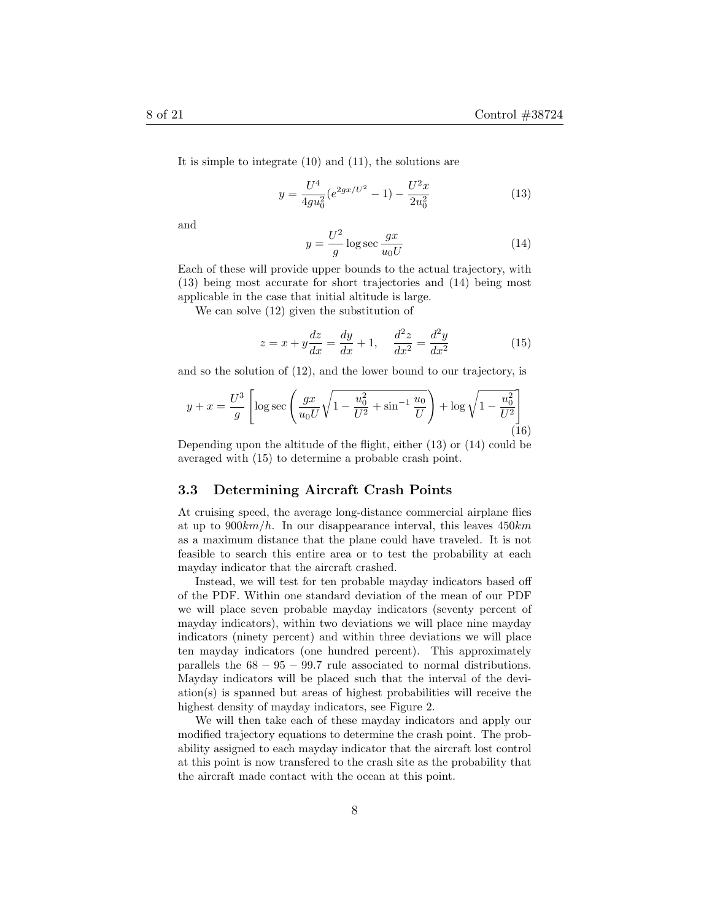It is simple to integrate (10) and (11), the solutions are

$$y = \frac{U^4}{4gu_0^2}(e^{2gx/U^2} - 1) - \frac{U^2 x}{2u_0^2} \tag{13}$$

and

$$y = \frac{U^2}{g} \log \sec \frac{gx}{u_0 U} \tag{14}$$

Each of these will provide upper bounds to the actual trajectory, with (13) being most accurate for short trajectories and (14) being most applicable in the case that initial altitude is large.

We can solve (12) given the substitution of

$$z = x + y\frac{dz}{dx} = \frac{dy}{dx} + 1, \quad \frac{d^2 z}{dx^2} = \frac{d^2 y}{dx^2} \tag{15}$$

and so the solution of (12), and the lower bound to our trajectory, is

$$y + x = \frac{U^3}{g}\left[\log \sec\left(\frac{gx}{u_0 U}\sqrt{1 - \frac{u_0^2}{U^2}} + \sin^{-1}\frac{u_0}{U}\right) + \log\sqrt{1 - \frac{u_0^2}{U^2}}\right] \tag{16}$$

Depending upon the altitude of the flight, either (13) or (14) could be averaged with (15) to determine a probable crash point.

### 3.3 Determining Aircraft Crash Points

At cruising speed, the average long-distance commercial airplane flies at up to $900km/h$. In our disappearance interval, this leaves $450km$ as a maximum distance that the plane could have traveled. It is not feasible to search this entire area or to test the probability at each mayday indicator that the aircraft crashed.

Instead, we will test for ten probable mayday indicators based off of the PDF. Within one standard deviation of the mean of our PDF we will place seven probable mayday indicators (seventy percent of mayday indicators), within two deviations we will place nine mayday indicators (ninety percent) and within three deviations we will place ten mayday indicators (one hundred percent). This approximately parallels the $68 - 95 - 99.7$ rule associated to normal distributions. Mayday indicators will be placed such that the interval of the deviation(s) is spanned but areas of highest probabilities will receive the highest density of mayday indicators, see Figure 2.

We will then take each of these mayday indicators and apply our modified trajectory equations to determine the crash point. The probability assigned to each mayday indicator that the aircraft lost control at this point is now transfered to the crash site as the probability that the aircraft made contact with the ocean at this point.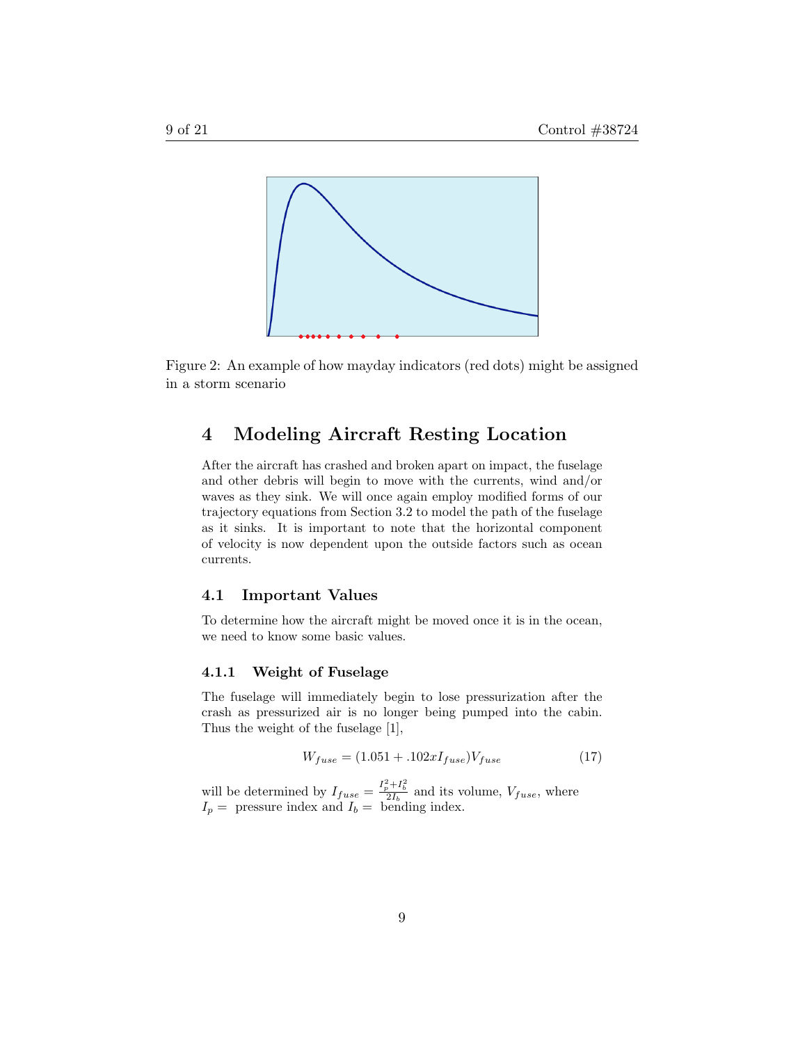Figure 2: An example of how mayday indicators (red dots) might be assigned in a storm scenario

## 4 Modeling Aircraft Resting Location

After the aircraft has crashed and broken apart on impact, the fuselage and other debris will begin to move with the currents, wind and/or waves as they sink. We will once again employ modified forms of our trajectory equations from Section 3.2 to model the path of the fuselage as it sinks. It is important to note that the horizontal component of velocity is now dependent upon the outside factors such as ocean currents.

### 4.1 Important Values

To determine how the aircraft might be moved once it is in the ocean, we need to know some basic values.

#### 4.1.1 Weight of Fuselage

The fuselage will immediately begin to lose pressurization after the crash as pressurized air is no longer being pumped into the cabin. Thus the weight of the fuselage [1],

$$W_{fuse} = (1.051 + .102xI_{fuse})V_{fuse} \tag{17}$$

will be determined by $I_{fuse} = \frac{I_p^2 + I_b^2}{2I_b}$ and its volume, $V_{fuse}$, where $I_p =$ pressure index and $I_b =$ bending index.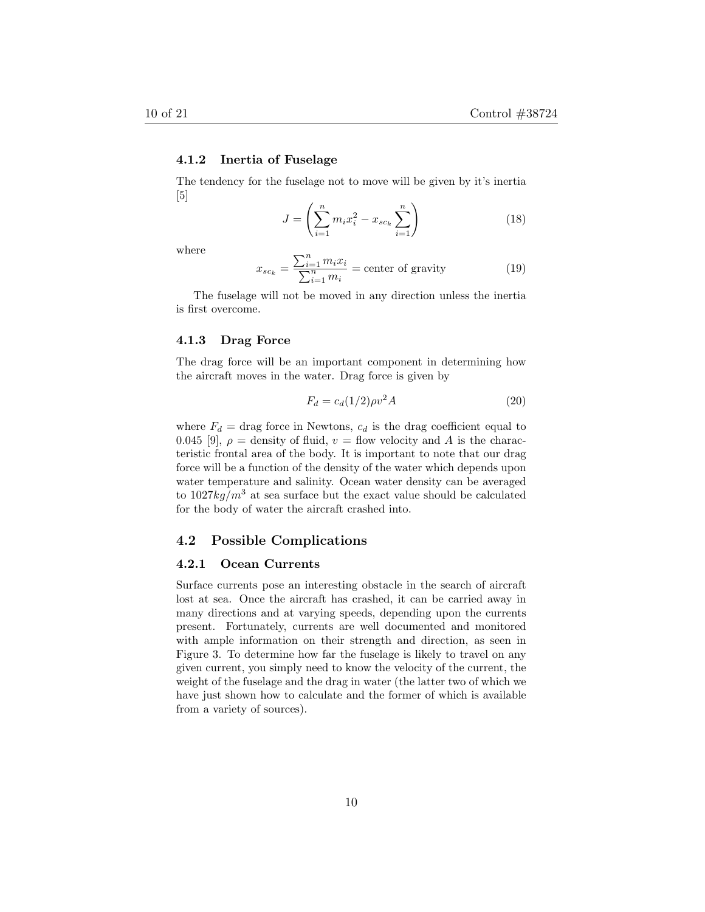### 4.1.2 Inertia of Fuselage

The tendency for the fuselage not to move will be given by it's inertia [5]

$$J = \left( \sum_{i=1}^{n} m_i x_i^2 - x_{sc_k} \sum_{i=1}^{n} \right) \tag{18}$$

where

$$x_{sc_k} = \frac{\sum_{i=1}^{n} m_i x_i}{\sum_{i=1}^{n} m_i} = \text{center of gravity} \tag{19}$$

The fuselage will not be moved in any direction unless the inertia is first overcome.

### 4.1.3 Drag Force

The drag force will be an important component in determining how the aircraft moves in the water. Drag force is given by

$$F_d = c_d (1/2) \rho v^2 A \tag{20}$$

where $F_d$ = drag force in Newtons, $c_d$ is the drag coefficient equal to 0.045 [9], $\rho$ = density of fluid, $v$ = flow velocity and $A$ is the characteristic frontal area of the body. It is important to note that our drag force will be a function of the density of the water which depends upon water temperature and salinity. Ocean water density can be averaged to $1027 kg/m^3$ at sea surface but the exact value should be calculated for the body of water the aircraft crashed into.

## 4.2 Possible Complications

### 4.2.1 Ocean Currents

Surface currents pose an interesting obstacle in the search of aircraft lost at sea. Once the aircraft has crashed, it can be carried away in many directions and at varying speeds, depending upon the currents present. Fortunately, currents are well documented and monitored with ample information on their strength and direction, as seen in Figure 3. To determine how far the fuselage is likely to travel on any given current, you simply need to know the velocity of the current, the weight of the fuselage and the drag in water (the latter two of which we have just shown how to calculate and the former of which is available from a variety of sources).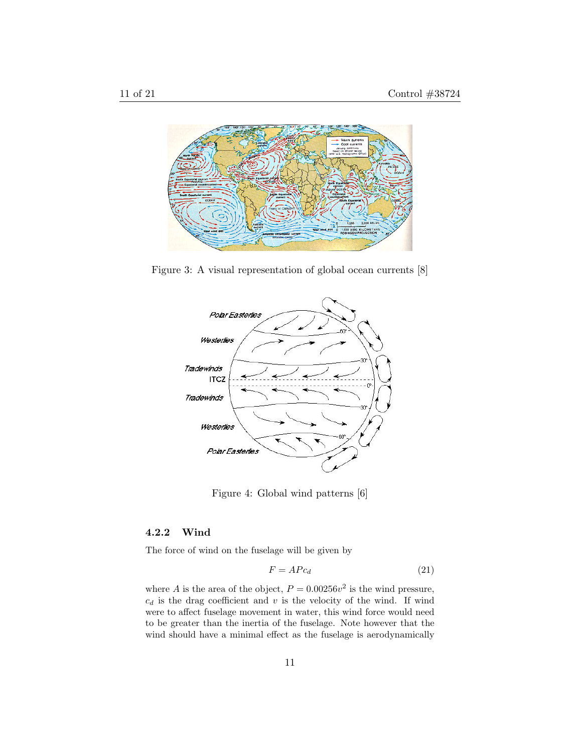Figure 3: A visual representation of global ocean currents [8]

Figure 4: Global wind patterns [6]

### 4.2.2 Wind

The force of wind on the fuselage will be given by

$$F = APc_d \tag{21}$$

where $A$ is the area of the object, $P = 0.00256v^2$ is the wind pressure, $c_d$ is the drag coefficient and $v$ is the velocity of the wind. If wind were to affect fuselage movement in water, this wind force would need to be greater than the inertia of the fuselage. Note however that the wind should have a minimal effect as the fuselage is aerodynamically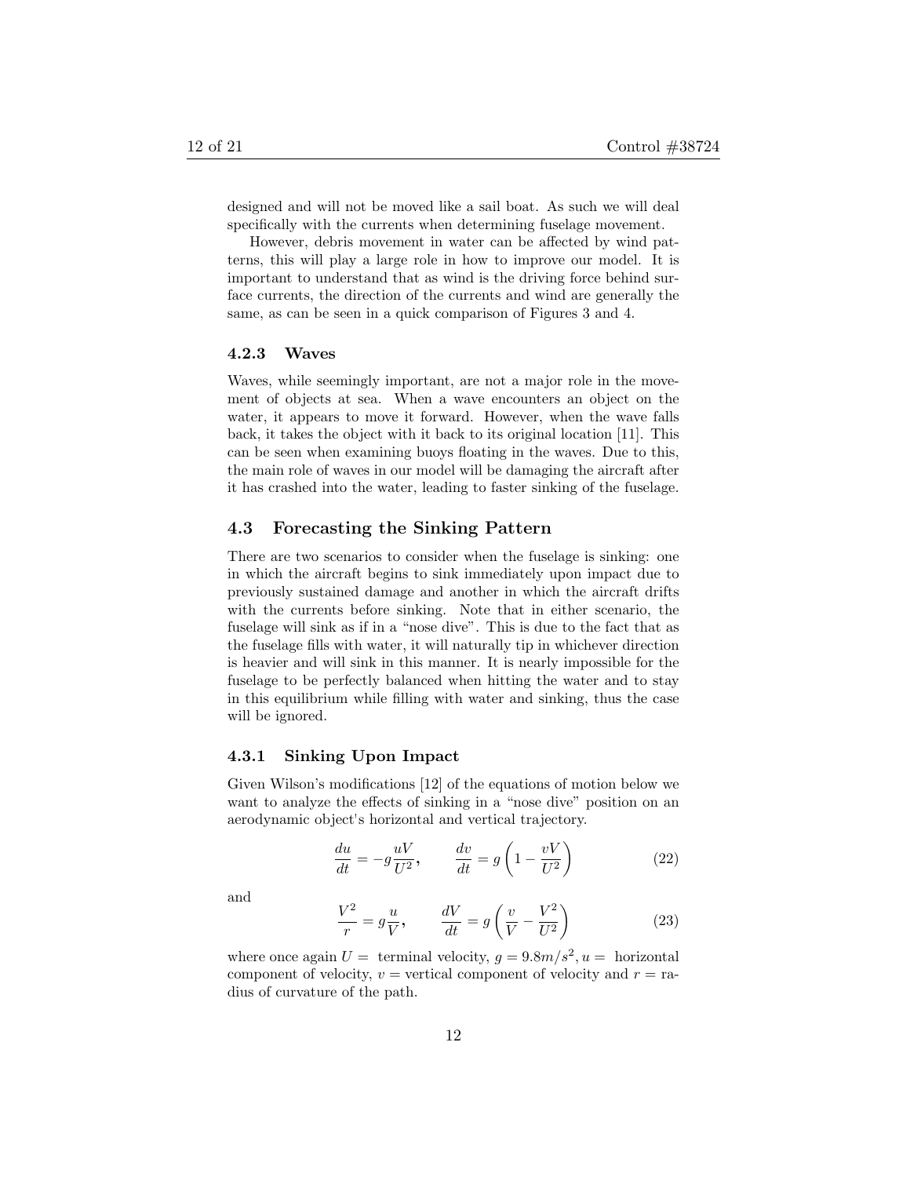designed and will not be moved like a sail boat. As such we will deal specifically with the currents when determining fuselage movement.

However, debris movement in water can be affected by wind patterns, this will play a large role in how to improve our model. It is important to understand that as wind is the driving force behind surface currents, the direction of the currents and wind are generally the same, as can be seen in a quick comparison of Figures 3 and 4.

#### 4.2.3 Waves

Waves, while seemingly important, are not a major role in the movement of objects at sea. When a wave encounters an object on the water, it appears to move it forward. However, when the wave falls back, it takes the object with it back to its original location [11]. This can be seen when examining buoys floating in the waves. Due to this, the main role of waves in our model will be damaging the aircraft after it has crashed into the water, leading to faster sinking of the fuselage.

### 4.3 Forecasting the Sinking Pattern

There are two scenarios to consider when the fuselage is sinking: one in which the aircraft begins to sink immediately upon impact due to previously sustained damage and another in which the aircraft drifts with the currents before sinking. Note that in either scenario, the fuselage will sink as if in a "nose dive". This is due to the fact that as the fuselage fills with water, it will naturally tip in whichever direction is heavier and will sink in this manner. It is nearly impossible for the fuselage to be perfectly balanced when hitting the water and to stay in this equilibrium while filling with water and sinking, thus the case will be ignored.

#### 4.3.1 Sinking Upon Impact

Given Wilson's modifications [12] of the equations of motion below we want to analyze the effects of sinking in a "nose dive" position on an aerodynamic object's horizontal and vertical trajectory.

$$\frac{du}{dt} = -g\frac{uV}{U^2}, \qquad \frac{dv}{dt} = g\left(1 - \frac{vV}{U^2}\right) \tag{22}$$

and

$$\frac{V^2}{r} = g\frac{u}{V}, \qquad \frac{dV}{dt} = g\left(\frac{v}{V} - \frac{V^2}{U^2}\right) \tag{23}$$

where once again $U =$ terminal velocity, $g = 9.8m/s^2, u =$ horizontal component of velocity, $v =$ vertical component of velocity and $r =$ radius of curvature of the path.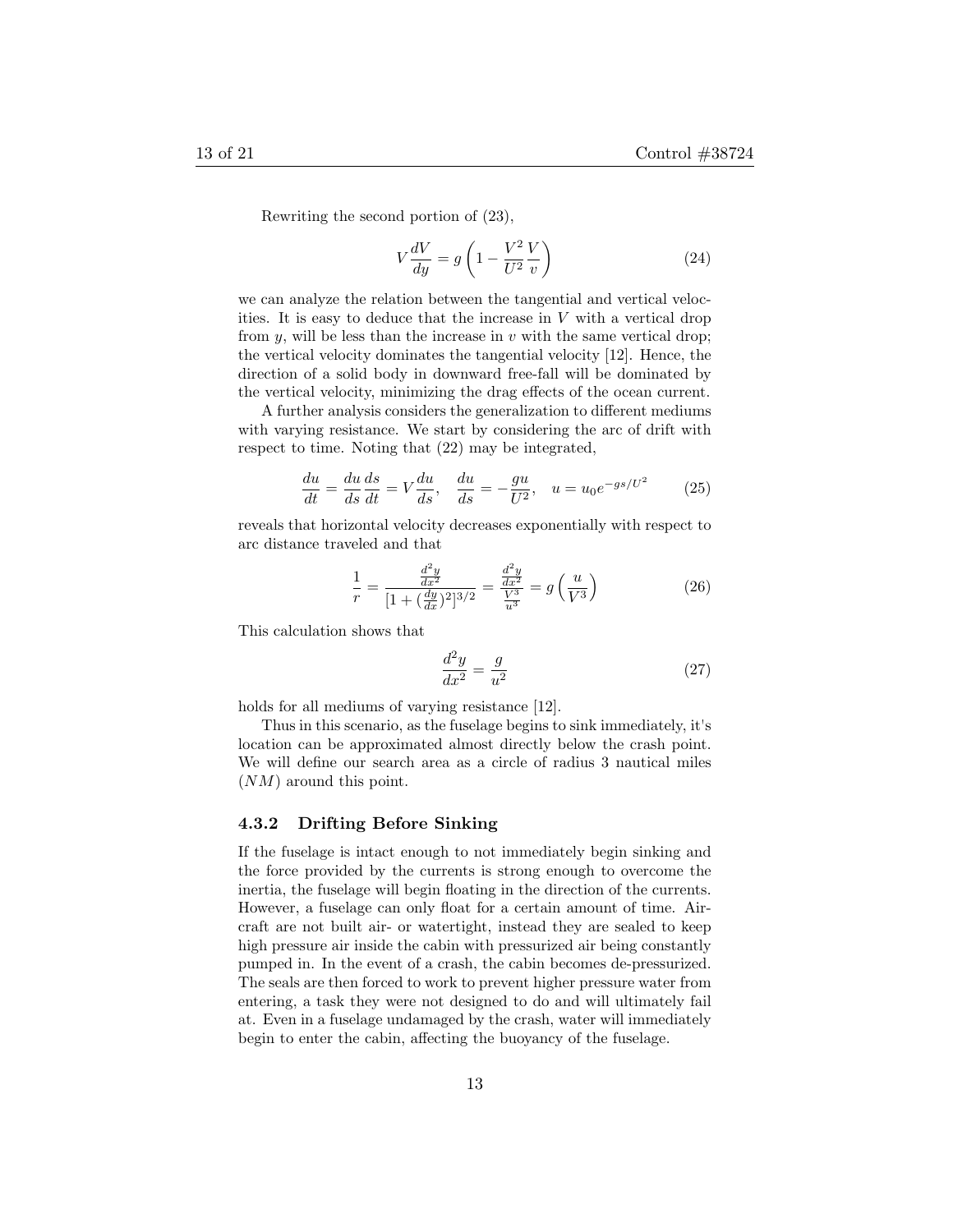Rewriting the second portion of (23),

$$V \frac{dV}{dy} = g \left( 1 - \frac{V^2}{U^2} \frac{V}{v} \right) \tag{24}$$

we can analyze the relation between the tangential and vertical velocities. It is easy to deduce that the increase in $V$ with a vertical drop from $y$, will be less than the increase in $v$ with the same vertical drop; the vertical velocity dominates the tangential velocity [12]. Hence, the direction of a solid body in downward free-fall will be dominated by the vertical velocity, minimizing the drag effects of the ocean current.

A further analysis considers the generalization to different mediums with varying resistance. We start by considering the arc of drift with respect to time. Noting that (22) may be integrated,

$$\frac{du}{dt} = \frac{du}{ds} \frac{ds}{dt} = V \frac{du}{ds}, \quad \frac{du}{ds} = -\frac{gu}{U^2}, \quad u = u_0 e^{-gs/U^2} \tag{25}$$

reveals that horizontal velocity decreases exponentially with respect to arc distance traveled and that

$$\frac{1}{r} = \frac{\frac{d^2y}{dx^2}}{[1 + (\frac{dy}{dx})^2]^{3/2}} = \frac{\frac{d^2y}{dx^2}}{\frac{V^3}{u^3}} = g \left( \frac{u}{V^3} \right) \tag{26}$$

This calculation shows that

$$\frac{d^2y}{dx^2} = \frac{g}{u^2} \tag{27}$$

holds for all mediums of varying resistance [12].

Thus in this scenario, as the fuselage begins to sink immediately, it's location can be approximated almost directly below the crash point. We will define our search area as a circle of radius 3 nautical miles ($NM$) around this point.

### 4.3.2 Drifting Before Sinking

If the fuselage is intact enough to not immediately begin sinking and the force provided by the currents is strong enough to overcome the inertia, the fuselage will begin floating in the direction of the currents. However, a fuselage can only float for a certain amount of time. Aircraft are not built air- or watertight, instead they are sealed to keep high pressure air inside the cabin with pressurized air being constantly pumped in. In the event of a crash, the cabin becomes de-pressurized. The seals are then forced to work to prevent higher pressure water from entering, a task they were not designed to do and will ultimately fail at. Even in a fuselage undamaged by the crash, water will immediately begin to enter the cabin, affecting the buoyancy of the fuselage.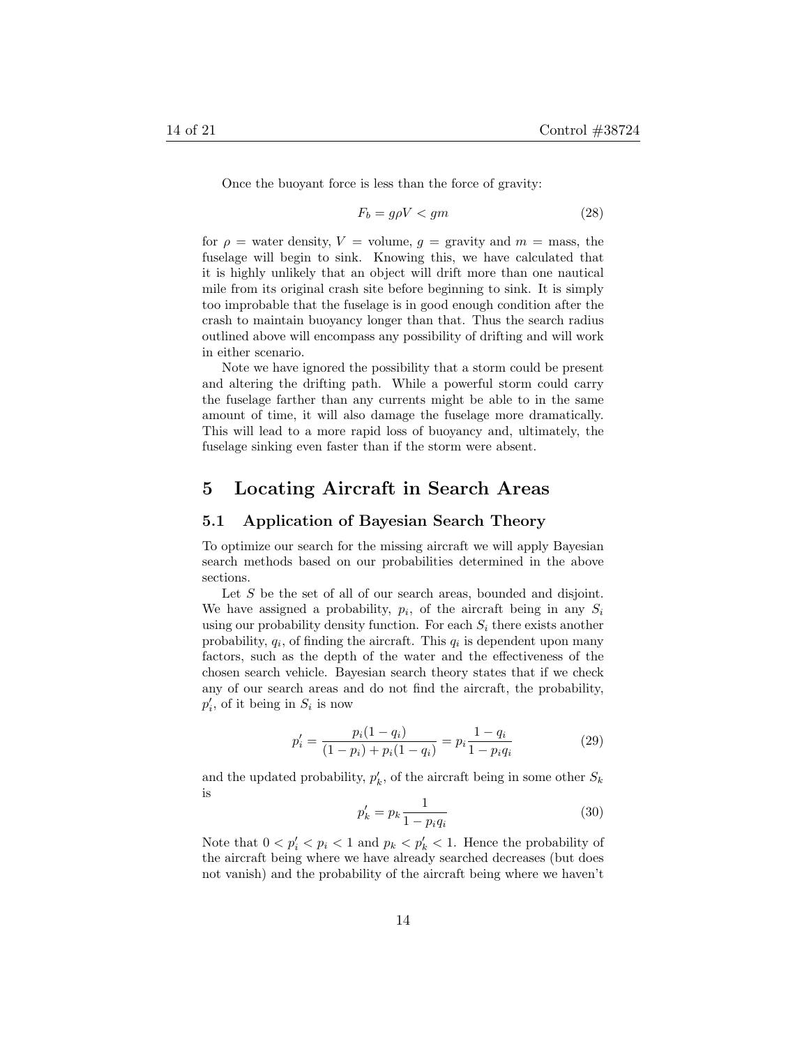Once the buoyant force is less than the force of gravity:

$$F_b = g\rho V < gm \tag{28}$$

for $\rho$ = water density, $V$ = volume, $g$ = gravity and $m$ = mass, the fuselage will begin to sink. Knowing this, we have calculated that it is highly unlikely that an object will drift more than one nautical mile from its original crash site before beginning to sink. It is simply too improbable that the fuselage is in good enough condition after the crash to maintain buoyancy longer than that. Thus the search radius outlined above will encompass any possibility of drifting and will work in either scenario.

Note we have ignored the possibility that a storm could be present and altering the drifting path. While a powerful storm could carry the fuselage farther than any currents might be able to in the same amount of time, it will also damage the fuselage more dramatically. This will lead to a more rapid loss of buoyancy and, ultimately, the fuselage sinking even faster than if the storm were absent.

# 5 Locating Aircraft in Search Areas

## 5.1 Application of Bayesian Search Theory

To optimize our search for the missing aircraft we will apply Bayesian search methods based on our probabilities determined in the above sections.

Let $S$ be the set of all of our search areas, bounded and disjoint. We have assigned a probability, $p_i$, of the aircraft being in any $S_i$ using our probability density function. For each $S_i$ there exists another probability, $q_i$, of finding the aircraft. This $q_i$ is dependent upon many factors, such as the depth of the water and the effectiveness of the chosen search vehicle. Bayesian search theory states that if we check any of our search areas and do not find the aircraft, the probability, $p'_i$, of it being in $S_i$ is now

$$p'_i = \frac{p_i(1-q_i)}{(1-p_i)+p_i(1-q_i)} = p_i\frac{1-q_i}{1-p_iq_i} \tag{29}$$

and the updated probability, $p'_k$, of the aircraft being in some other $S_k$ is

$$p'_k = p_k\frac{1}{1-p_iq_i} \tag{30}$$

Note that $0 < p'_i < p_i < 1$ and $p_k < p'_k < 1$. Hence the probability of the aircraft being where we have already searched decreases (but does not vanish) and the probability of the aircraft being where we haven't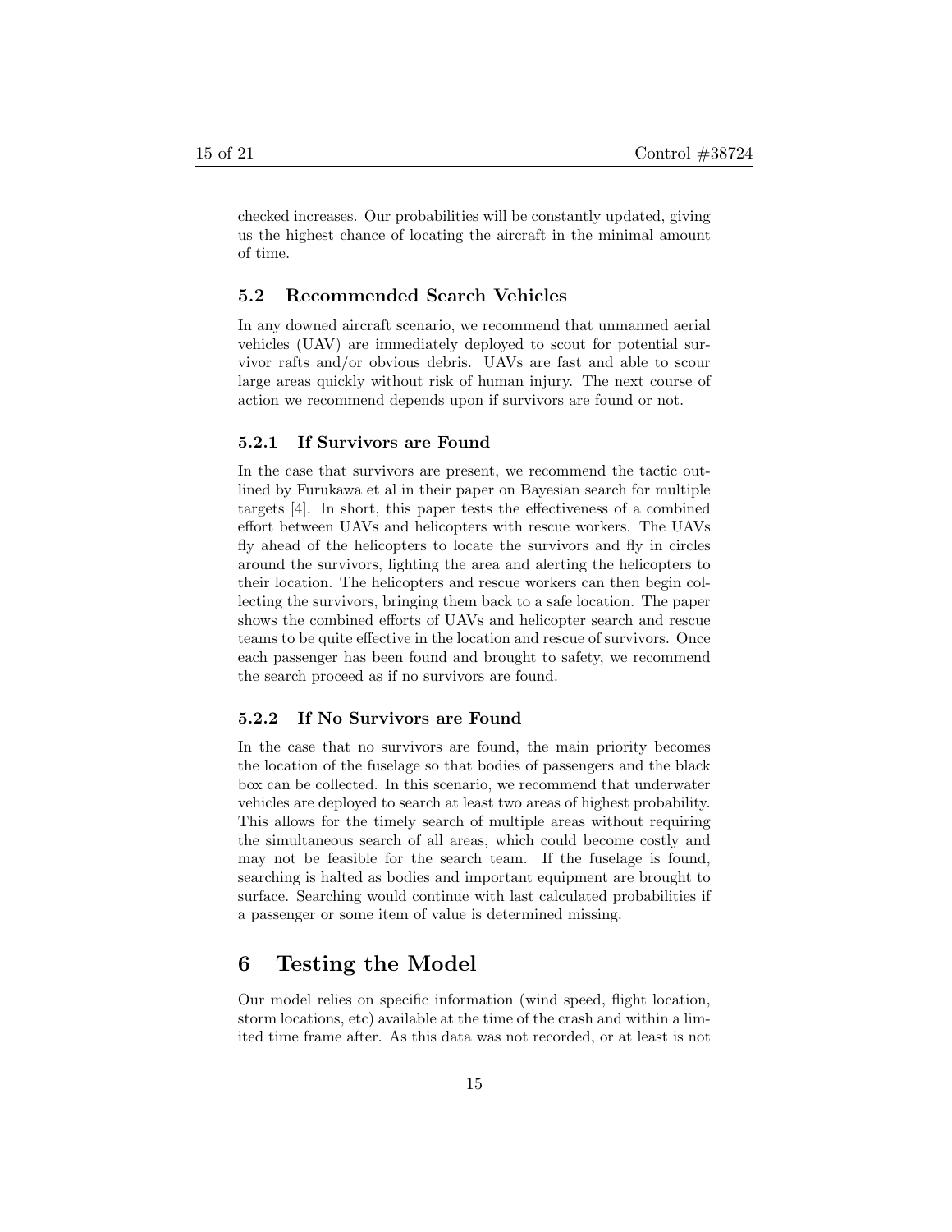checked increases. Our probabilities will be constantly updated, giving us the highest chance of locating the aircraft in the minimal amount of time.

## 5.2 Recommended Search Vehicles

In any downed aircraft scenario, we recommend that unmanned aerial vehicles (UAV) are immediately deployed to scout for potential survivor rafts and/or obvious debris. UAVs are fast and able to scour large areas quickly without risk of human injury. The next course of action we recommend depends upon if survivors are found or not.

### 5.2.1 If Survivors are Found

In the case that survivors are present, we recommend the tactic outlined by Furukawa et al in their paper on Bayesian search for multiple targets [4]. In short, this paper tests the effectiveness of a combined effort between UAVs and helicopters with rescue workers. The UAVs fly ahead of the helicopters to locate the survivors and fly in circles around the survivors, lighting the area and alerting the helicopters to their location. The helicopters and rescue workers can then begin collecting the survivors, bringing them back to a safe location. The paper shows the combined efforts of UAVs and helicopter search and rescue teams to be quite effective in the location and rescue of survivors. Once each passenger has been found and brought to safety, we recommend the search proceed as if no survivors are found.

### 5.2.2 If No Survivors are Found

In the case that no survivors are found, the main priority becomes the location of the fuselage so that bodies of passengers and the black box can be collected. In this scenario, we recommend that underwater vehicles are deployed to search at least two areas of highest probability. This allows for the timely search of multiple areas without requiring the simultaneous search of all areas, which could become costly and may not be feasible for the search team. If the fuselage is found, searching is halted as bodies and important equipment are brought to surface. Searching would continue with last calculated probabilities if a passenger or some item of value is determined missing.

# 6 Testing the Model

Our model relies on specific information (wind speed, flight location, storm locations, etc) available at the time of the crash and within a limited time frame after. As this data was not recorded, or at least is not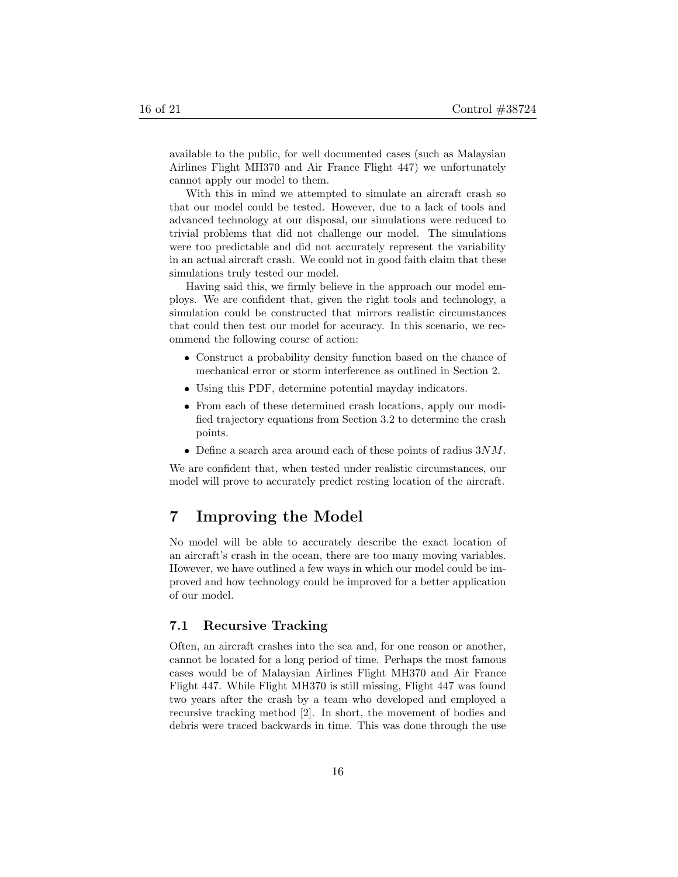available to the public, for well documented cases (such as Malaysian Airlines Flight MH370 and Air France Flight 447) we unfortunately cannot apply our model to them.

With this in mind we attempted to simulate an aircraft crash so that our model could be tested. However, due to a lack of tools and advanced technology at our disposal, our simulations were reduced to trivial problems that did not challenge our model. The simulations were too predictable and did not accurately represent the variability in an actual aircraft crash. We could not in good faith claim that these simulations truly tested our model.

Having said this, we firmly believe in the approach our model employs. We are confident that, given the right tools and technology, a simulation could be constructed that mirrors realistic circumstances that could then test our model for accuracy. In this scenario, we recommend the following course of action:

- Construct a probability density function based on the chance of mechanical error or storm interference as outlined in Section 2.
- Using this PDF, determine potential mayday indicators.
- From each of these determined crash locations, apply our modified trajectory equations from Section 3.2 to determine the crash points.
- Define a search area around each of these points of radius $3NM$.

We are confident that, when tested under realistic circumstances, our model will prove to accurately predict resting location of the aircraft.

# 7 Improving the Model

No model will be able to accurately describe the exact location of an aircraft's crash in the ocean, there are too many moving variables. However, we have outlined a few ways in which our model could be improved and how technology could be improved for a better application of our model.

## 7.1 Recursive Tracking

Often, an aircraft crashes into the sea and, for one reason or another, cannot be located for a long period of time. Perhaps the most famous cases would be of Malaysian Airlines Flight MH370 and Air France Flight 447. While Flight MH370 is still missing, Flight 447 was found two years after the crash by a team who developed and employed a recursive tracking method [2]. In short, the movement of bodies and debris were traced backwards in time. This was done through the use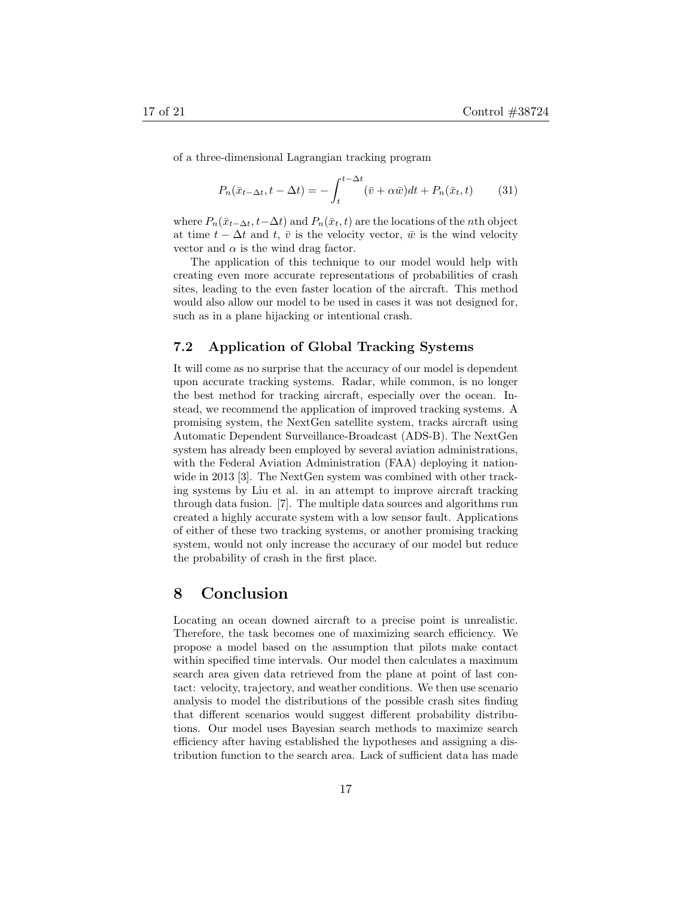of a three-dimensional Lagrangian tracking program

$$P_n(\bar{x}_{t-\Delta t}, t - \Delta t) = -\int_{t}^{t-\Delta t} (\bar{v} + \alpha \bar{w}) dt + P_n(\bar{x}_t, t) \tag{31}$$

where $P_n(\bar{x}_{t-\Delta t}, t-\Delta t)$ and $P_n(\bar{x}_t, t)$ are the locations of the $n$th object at time $t - \Delta t$ and $t$, $\bar{v}$ is the velocity vector, $\bar{w}$ is the wind velocity vector and $\alpha$ is the wind drag factor.

The application of this technique to our model would help with creating even more accurate representations of probabilities of crash sites, leading to the even faster location of the aircraft. This method would also allow our model to be used in cases it was not designed for, such as in a plane hijacking or intentional crash.

### 7.2 Application of Global Tracking Systems

It will come as no surprise that the accuracy of our model is dependent upon accurate tracking systems. Radar, while common, is no longer the best method for tracking aircraft, especially over the ocean. Instead, we recommend the application of improved tracking systems. A promising system, the NextGen satellite system, tracks aircraft using Automatic Dependent Surveillance-Broadcast (ADS-B). The NextGen system has already been employed by several aviation administrations, with the Federal Aviation Administration (FAA) deploying it nationwide in 2013 [3]. The NextGen system was combined with other tracking systems by Liu et al. in an attempt to improve aircraft tracking through data fusion. [7]. The multiple data sources and algorithms run created a highly accurate system with a low sensor fault. Applications of either of these two tracking systems, or another promising tracking system, would not only increase the accuracy of our model but reduce the probability of crash in the first place.

## 8 Conclusion

Locating an ocean downed aircraft to a precise point is unrealistic. Therefore, the task becomes one of maximizing search efficiency. We propose a model based on the assumption that pilots make contact within specified time intervals. Our model then calculates a maximum search area given data retrieved from the plane at point of last contact: velocity, trajectory, and weather conditions. We then use scenario analysis to model the distributions of the possible crash sites finding that different scenarios would suggest different probability distributions. Our model uses Bayesian search methods to maximize search efficiency after having established the hypotheses and assigning a distribution function to the search area. Lack of sufficient data has made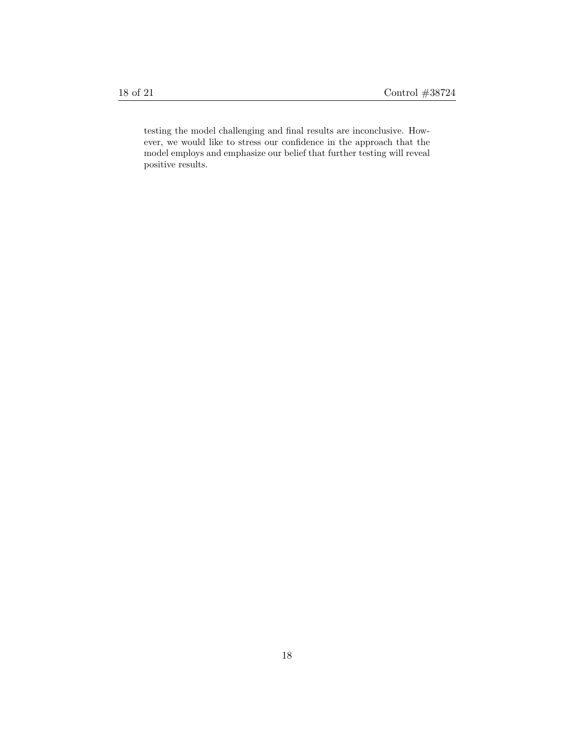testing the model challenging and final results are inconclusive. However, we would like to stress our confidence in the approach that the model employs and emphasize our belief that further testing will reveal positive results.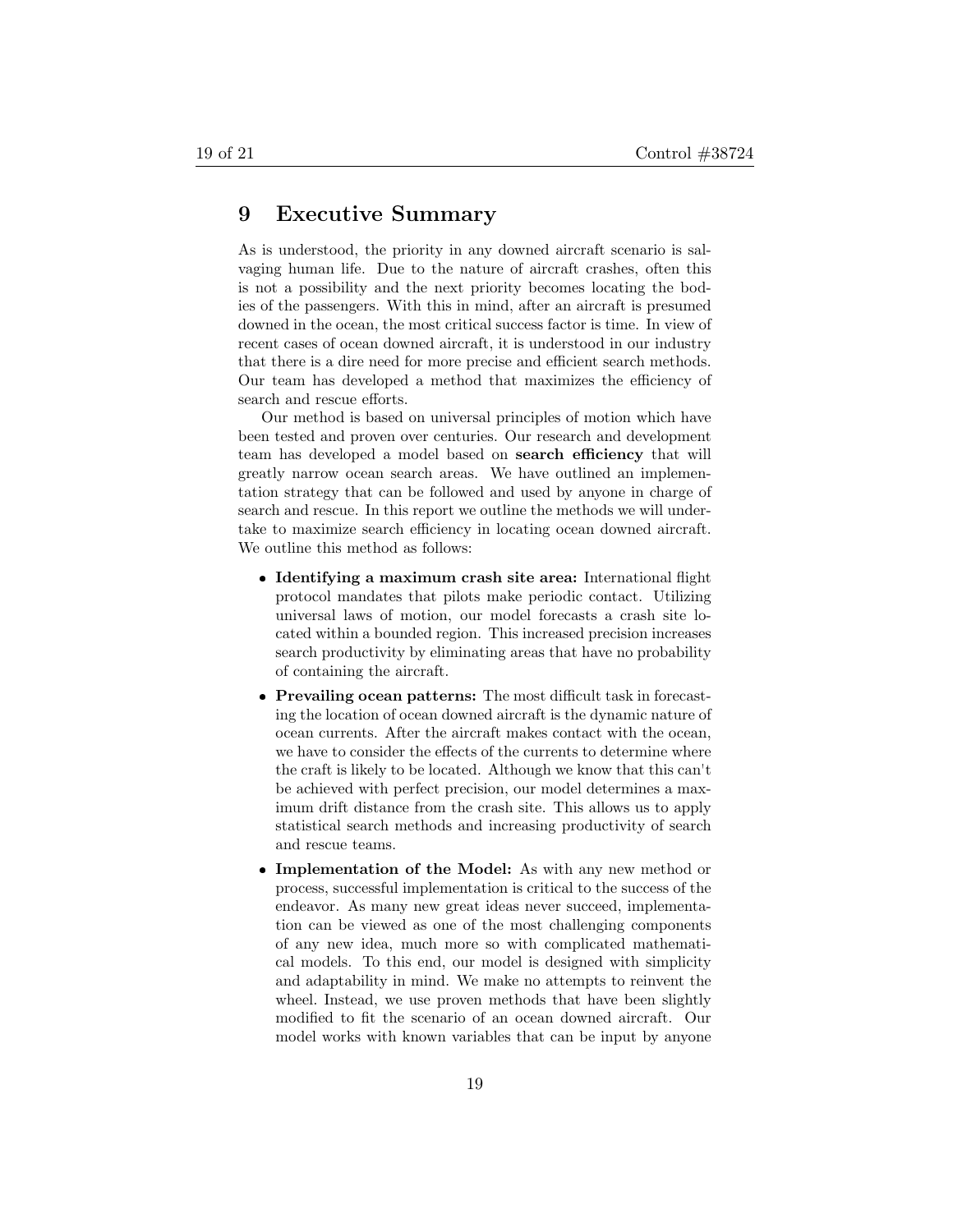## 9 Executive Summary

As is understood, the priority in any downed aircraft scenario is salvaging human life. Due to the nature of aircraft crashes, often this is not a possibility and the next priority becomes locating the bodies of the passengers. With this in mind, after an aircraft is presumed downed in the ocean, the most critical success factor is time. In view of recent cases of ocean downed aircraft, it is understood in our industry that there is a dire need for more precise and efficient search methods. Our team has developed a method that maximizes the efficiency of search and rescue efforts.

Our method is based on universal principles of motion which have been tested and proven over centuries. Our research and development team has developed a model based on **search efficiency** that will greatly narrow ocean search areas. We have outlined an implementation strategy that can be followed and used by anyone in charge of search and rescue. In this report we outline the methods we will undertake to maximize search efficiency in locating ocean downed aircraft. We outline this method as follows:

- **Identifying a maximum crash site area:** International flight protocol mandates that pilots make periodic contact. Utilizing universal laws of motion, our model forecasts a crash site located within a bounded region. This increased precision increases search productivity by eliminating areas that have no probability of containing the aircraft.
- **Prevailing ocean patterns:** The most difficult task in forecasting the location of ocean downed aircraft is the dynamic nature of ocean currents. After the aircraft makes contact with the ocean, we have to consider the effects of the currents to determine where the craft is likely to be located. Although we know that this can't be achieved with perfect precision, our model determines a maximum drift distance from the crash site. This allows us to apply statistical search methods and increasing productivity of search and rescue teams.
- **Implementation of the Model:** As with any new method or process, successful implementation is critical to the success of the endeavor. As many new great ideas never succeed, implementation can be viewed as one of the most challenging components of any new idea, much more so with complicated mathematical models. To this end, our model is designed with simplicity and adaptability in mind. We make no attempts to reinvent the wheel. Instead, we use proven methods that have been slightly modified to fit the scenario of an ocean downed aircraft. Our model works with known variables that can be input by anyone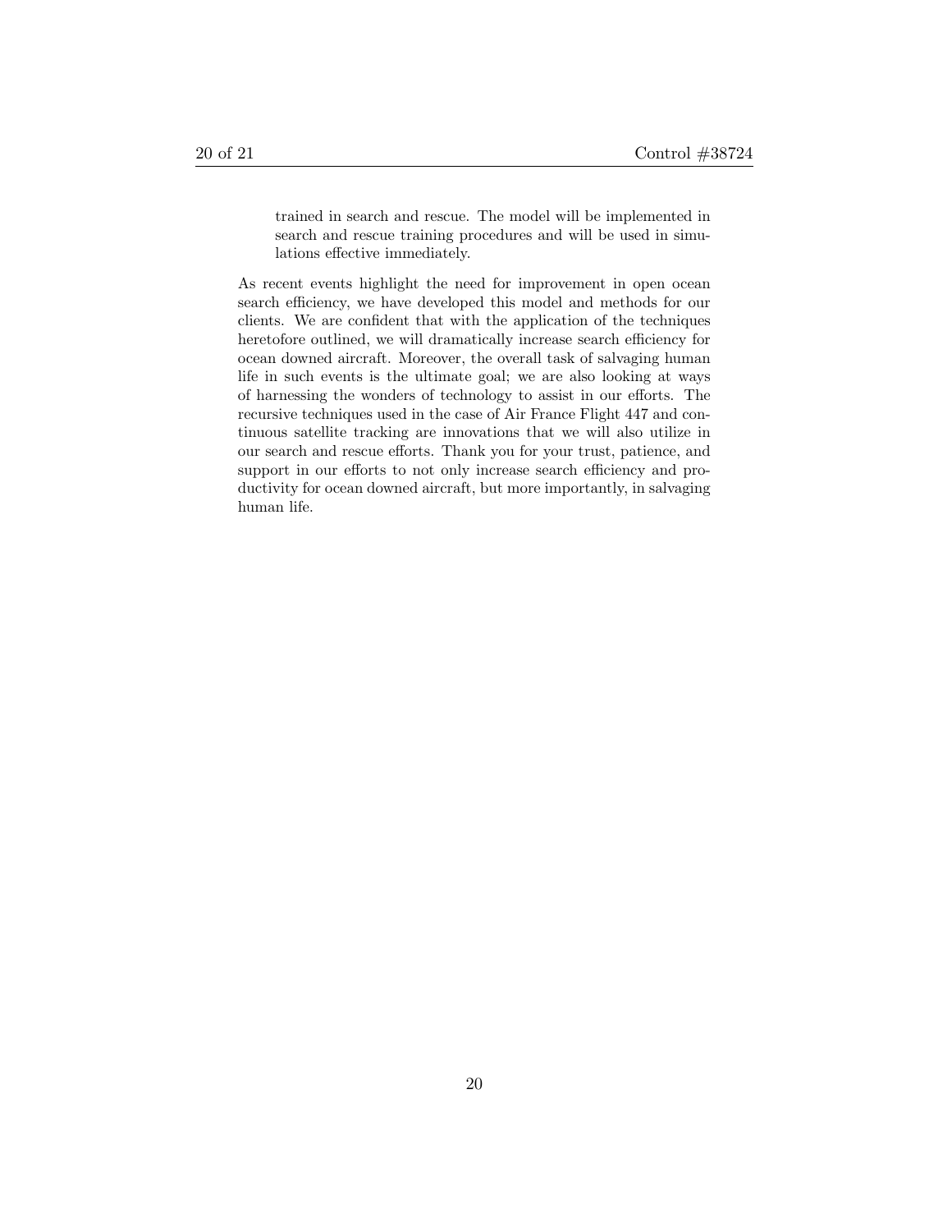> trained in search and rescue. The model will be implemented in search and rescue training procedures and will be used in simulations effective immediately.

As recent events highlight the need for improvement in open ocean search efficiency, we have developed this model and methods for our clients. We are confident that with the application of the techniques heretofore outlined, we will dramatically increase search efficiency for ocean downed aircraft. Moreover, the overall task of salvaging human life in such events is the ultimate goal; we are also looking at ways of harnessing the wonders of technology to assist in our efforts. The recursive techniques used in the case of Air France Flight 447 and continuous satellite tracking are innovations that we will also utilize in our search and rescue efforts. Thank you for your trust, patience, and support in our efforts to not only increase search efficiency and productivity for ocean downed aircraft, but more importantly, in salvaging human life.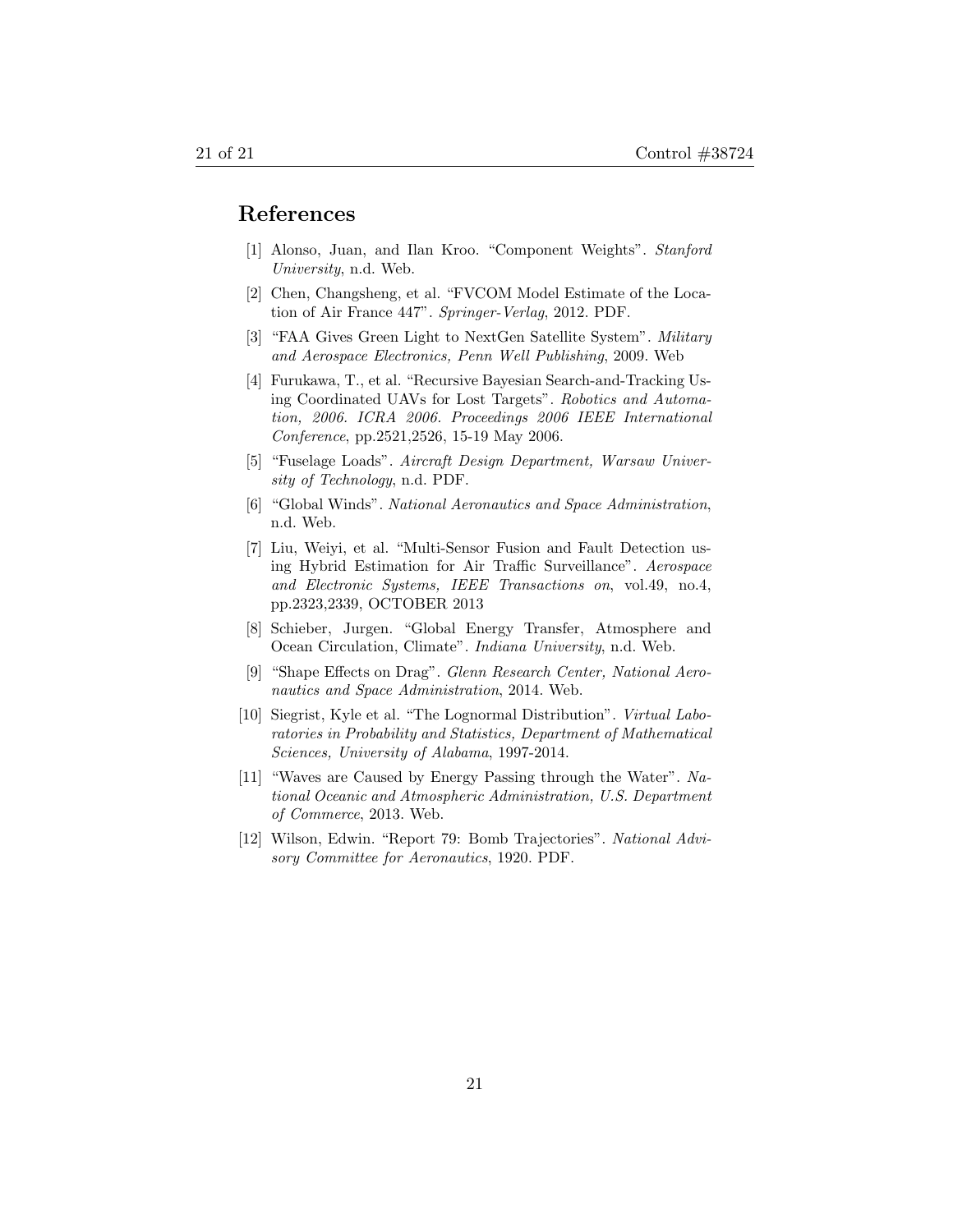## References

[1] Alonso, Juan, and Ilan Kroo. "Component Weights". *Stanford University*, n.d. Web.

[2] Chen, Changsheng, et al. "FVCOM Model Estimate of the Location of Air France 447". *Springer-Verlag*, 2012. PDF.

[3] "FAA Gives Green Light to NextGen Satellite System". *Military and Aerospace Electronics, Penn Well Publishing*, 2009. Web

[4] Furukawa, T., et al. "Recursive Bayesian Search-and-Tracking Using Coordinated UAVs for Lost Targets". *Robotics and Automation, 2006. ICRA 2006. Proceedings 2006 IEEE International Conference*, pp.2521,2526, 15-19 May 2006.

[5] "Fuselage Loads". *Aircraft Design Department, Warsaw University of Technology*, n.d. PDF.

[6] "Global Winds". *National Aeronautics and Space Administration*, n.d. Web.

[7] Liu, Weiyi, et al. "Multi-Sensor Fusion and Fault Detection using Hybrid Estimation for Air Traffic Surveillance". *Aerospace and Electronic Systems, IEEE Transactions on*, vol.49, no.4, pp.2323,2339, OCTOBER 2013

[8] Schieber, Jurgen. "Global Energy Transfer, Atmosphere and Ocean Circulation, Climate". *Indiana University*, n.d. Web.

[9] "Shape Effects on Drag". *Glenn Research Center, National Aeronautics and Space Administration*, 2014. Web.

[10] Siegrist, Kyle et al. "The Lognormal Distribution". *Virtual Laboratories in Probability and Statistics, Department of Mathematical Sciences, University of Alabama*, 1997-2014.

[11] "Waves are Caused by Energy Passing through the Water". *National Oceanic and Atmospheric Administration, U.S. Department of Commerce*, 2013. Web.

[12] Wilson, Edwin. "Report 79: Bomb Trajectories". *National Advisory Committee for Aeronautics*, 1920. PDF.